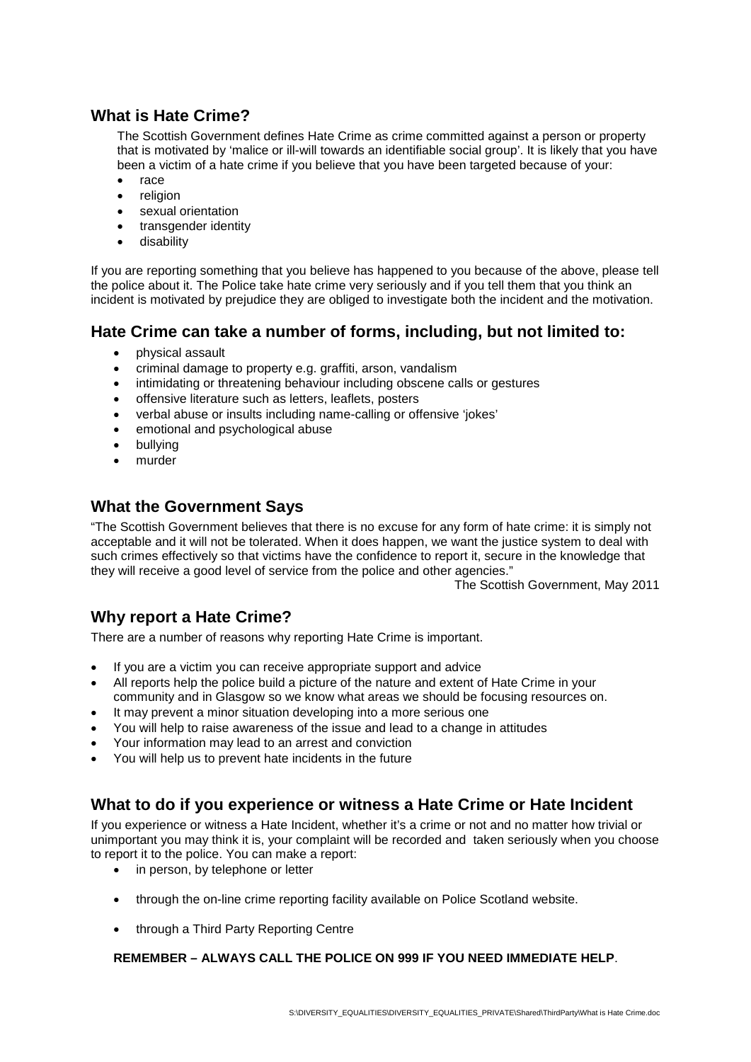## What is Hate Crime?

The Scottish Government defines Hate Crime as crime committed against a person or property that is motivated by 'malice or ill-will towards an identifiable social group'. It is likely that you have been a victim of a hate crime if you believe that you have been targeted because of your:

- race
- religion
- sexual orientation
- transgender identity
- disability

If you are reporting something that you believe has happened to you because of the above, please tell the police about it. The Police take hate crime very seriously and if you tell them that you think an incident is motivated by prejudice they are obliged to investigate both the incident and the motivation.

## Hate Crime can take a number of forms, including, but not limited to:

- physical assault
- criminal damage to property e.g. graffiti, arson, vandalism
- intimidating or threatening behaviour including obscene calls or gestures
- offensive literature such as letters, leaflets, posters
- verbal abuse or insults including name-calling or offensive 'jokes'
- emotional and psychological abuse
- bullying
- murder

## What the Government Says

"The Scottish Government believes that there is no excuse for any form of hate crime: it is simply not acceptable and it will not be tolerated. When it does happen, we want the justice system to deal with such crimes effectively so that victims have the confidence to report it, secure in the knowledge that they will receive a good level of service from the police and other agencies."

The Scottish Government, May 2011

## Why report a Hate Crime?

There are a number of reasons why reporting Hate Crime is important.

- If you are a victim you can receive appropriate support and advice
- All reports help the police build a picture of the nature and extent of Hate Crime in your community and in Glasgow so we know what areas we should be focusing resources on.
- It may prevent a minor situation developing into a more serious one
- You will help to raise awareness of the issue and lead to a change in attitudes
- Your information may lead to an arrest and conviction
- You will help us to prevent hate incidents in the future

## What to do if you experience or witness a Hate Crime or Hate Incident

If you experience or witness a Hate Incident, whether it's a crime or not and no matter how trivial or unimportant you may think it is, your complaint will be recorded and taken seriously when you choose to report it to the police. You can make a report:

- in person, by telephone or letter
- through the on-line crime reporting facility available on Police Scotland website.
- through a Third Party Reporting Centre

**REMEMBER – ALWAYS CALL THE POLICE ON 999 IF YOU NEED IMMEDIATE HELP**.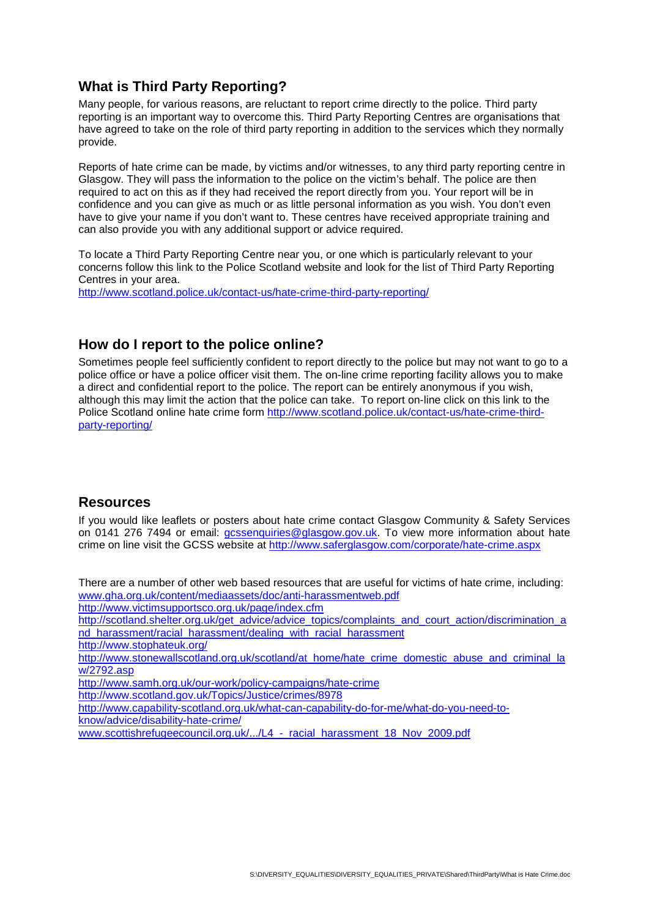## What is Third Party Reporting?

Many people, for various reasons, are reluctant to report crime directly to the police. Third party reporting is an important way to overcome this. Third Party Reporting Centres are organisations that have agreed to take on the role of third party reporting in addition to the services which they normally provide.

Reports of hate crime can be made, by victims and/or witnesses, to any third party reporting centre in Glasgow. They will pass the information to the police on the victim's behalf. The police are then required to act on this as if they had received the report directly from you. Your report will be in confidence and you can give as much or as little personal information as you wish. You don't even have to give your name if you don't want to. These centres have received appropriate training and can also provide you with any additional support or advice required.

To locate a Third Party Reporting Centre near you, or one which is particularly relevant to your concerns follow this link to the Police Scotland website and look for the list of Third Party Reporting Centres in your area.
http://www.scotland.police.uk/contact-us/hate-crime-third-party-reporting/

## How do I report to the police online?

Sometimes people feel sufficiently confident to report directly to the police but may not want to go to a police office or have a police officer visit them. The on-line crime reporting facility allows you to make a direct and confidential report to the police. The report can be entirely anonymous if you wish, although this may limit the action that the police can take. To report on-line click on this link to the Police Scotland online hate crime form http://www.scotland.police.uk/contact-us/hate-crime-third-party-reporting/

## Resources

If you would like leaflets or posters about hate crime contact Glasgow Community & Safety Services on 0141 276 7494 or email: gcssenquiries@glasgow.gov.uk. To view more information about hate crime on line visit the GCSS website at http://www.saferglasgow.com/corporate/hate-crime.aspx

There are a number of other web based resources that are useful for victims of hate crime, including:
www.gha.org.uk/content/mediaassets/doc/anti-harassmentweb.pdf
http://www.victimsupportsco.org.uk/page/index.cfm
http://scotland.shelter.org.uk/get_advice/advice_topics/complaints_and_court_action/discrimination_and_harassment/racial_harassment/dealing_with_racial_harassment
http://www.stophateuk.org/
http://www.stonewallscotland.org.uk/scotland/at_home/hate_crime_domestic_abuse_and_criminal_law/2792.asp
http://www.samh.org.uk/our-work/policy-campaigns/hate-crime
http://www.scotland.gov.uk/Topics/Justice/crimes/8978
http://www.capability-scotland.org.uk/what-can-capability-do-for-me/what-do-you-need-to-know/advice/disability-hate-crime/
www.scottishrefugeecouncil.org.uk/.../L4_-_racial_harassment_18_Nov_2009.pdf